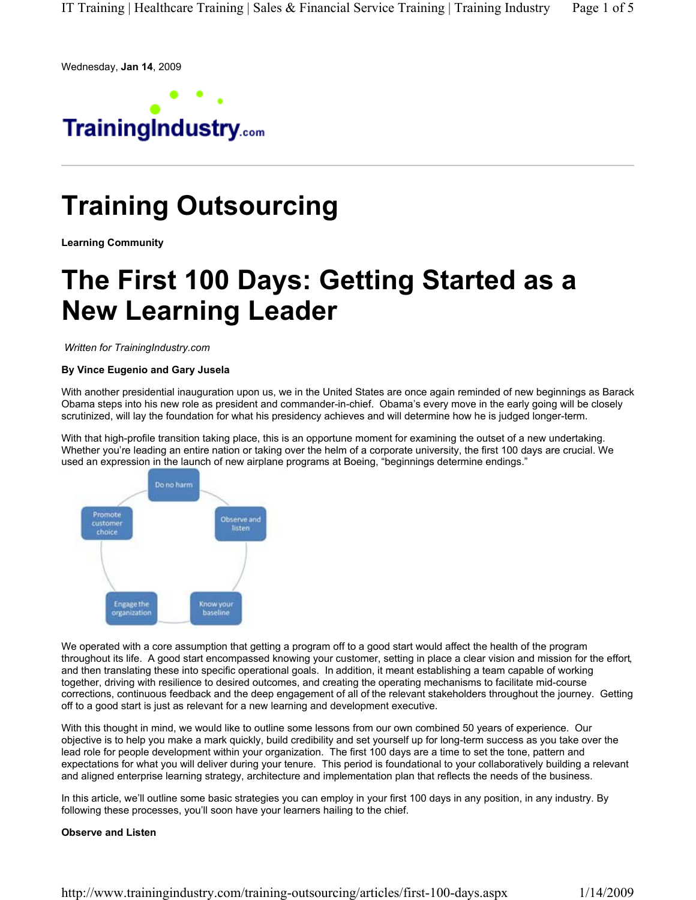Wednesday, **Jan 14**, 2009

# Training Outsourcing

**Learning Community**

# The First 100 Days: Getting Started as a New Learning Leader

*Written for TrainingIndustry.com*

**By Vince Eugenio and Gary Jusela**

With another presidential inauguration upon us, we in the United States are once again reminded of new beginnings as Barack Obama steps into his new role as president and commander-in-chief. Obama's every move in the early going will be closely scrutinized, will lay the foundation for what his presidency achieves and will determine how he is judged longer-term.

With that high-profile transition taking place, this is an opportune moment for examining the outset of a new undertaking. Whether you're leading an entire nation or taking over the helm of a corporate university, the first 100 days are crucial. We used an expression in the launch of new airplane programs at Boeing, "beginnings determine endings."

Do no harm

Observe and listen

Know your baseline

Engage the organization

Promote customer choice

We operated with a core assumption that getting a program off to a good start would affect the health of the program throughout its life. A good start encompassed knowing your customer, setting in place a clear vision and mission for the effort, and then translating these into specific operational goals. In addition, it meant establishing a team capable of working together, driving with resilience to desired outcomes, and creating the operating mechanisms to facilitate mid-course corrections, continuous feedback and the deep engagement of all of the relevant stakeholders throughout the journey. Getting off to a good start is just as relevant for a new learning and development executive.

With this thought in mind, we would like to outline some lessons from our own combined 50 years of experience. Our objective is to help you make a mark quickly, build credibility and set yourself up for long-term success as you take over the lead role for people development within your organization. The first 100 days are a time to set the tone, pattern and expectations for what you will deliver during your tenure. This period is foundational to your collaboratively building a relevant and aligned enterprise learning strategy, architecture and implementation plan that reflects the needs of the business.

In this article, we'll outline some basic strategies you can employ in your first 100 days in any position, in any industry. By following these processes, you'll soon have your learners hailing to the chief.

**Observe and Listen**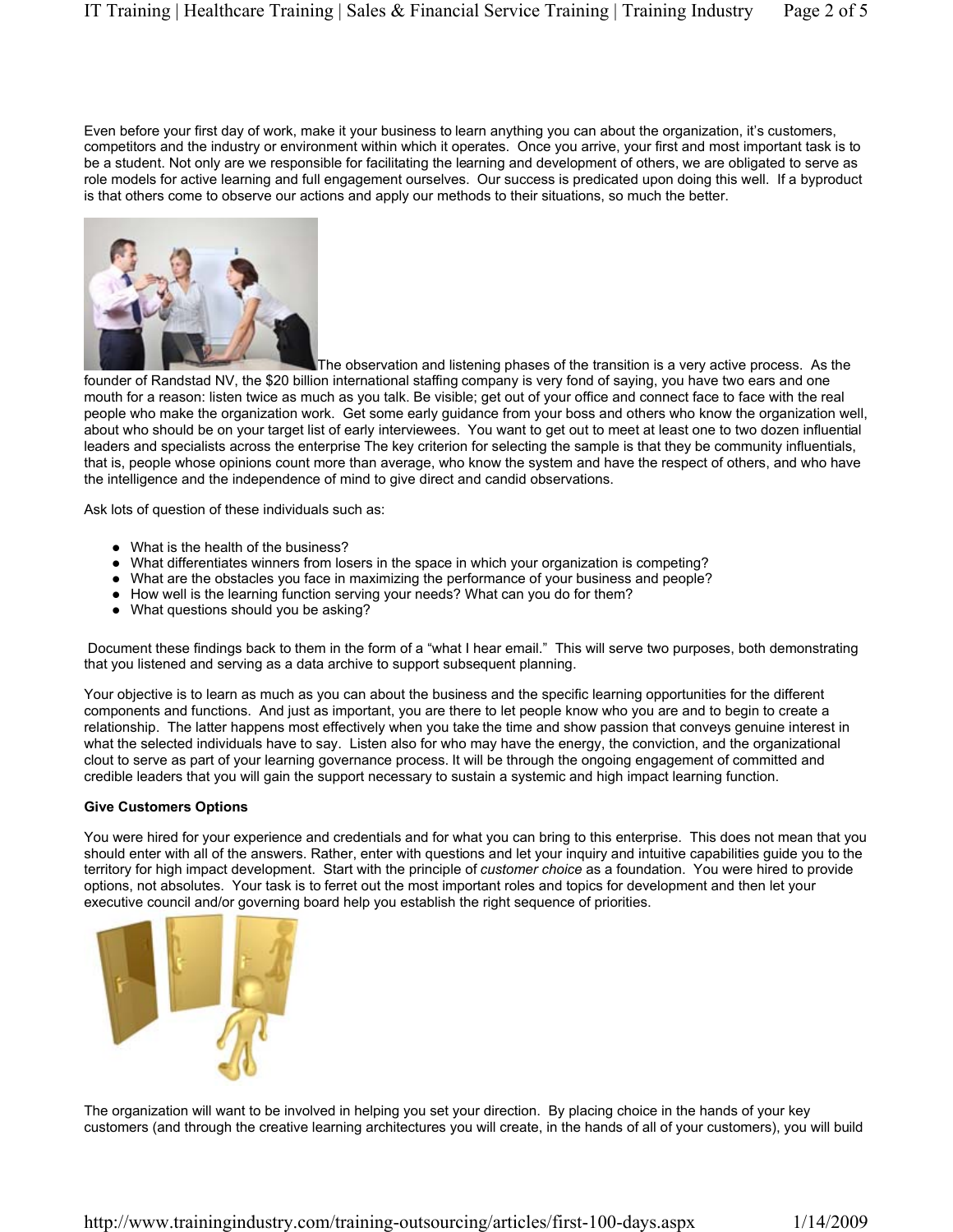Even before your first day of work, make it your business to learn anything you can about the organization, it's customers, competitors and the industry or environment within which it operates. Once you arrive, your first and most important task is to be a student. Not only are we responsible for facilitating the learning and development of others, we are obligated to serve as role models for active learning and full engagement ourselves. Our success is predicated upon doing this well. If a byproduct is that others come to observe our actions and apply our methods to their situations, so much the better.

The observation and listening phases of the transition is a very active process. As the founder of Randstad NV, the $20 billion international staffing company is very fond of saying, you have two ears and one mouth for a reason: listen twice as much as you talk. Be visible; get out of your office and connect face to face with the real people who make the organization work. Get some early guidance from your boss and others who know the organization well, about who should be on your target list of early interviewees. You want to get out to meet at least one to two dozen influential leaders and specialists across the enterprise The key criterion for selecting the sample is that they be community influentials, that is, people whose opinions count more than average, who know the system and have the respect of others, and who have the intelligence and the independence of mind to give direct and candid observations.

Ask lots of question of these individuals such as:

- What is the health of the business?
- What differentiates winners from losers in the space in which your organization is competing?
- What are the obstacles you face in maximizing the performance of your business and people?
- How well is the learning function serving your needs? What can you do for them?
- What questions should you be asking?

Document these findings back to them in the form of a "what I hear email." This will serve two purposes, both demonstrating that you listened and serving as a data archive to support subsequent planning.

Your objective is to learn as much as you can about the business and the specific learning opportunities for the different components and functions. And just as important, you are there to let people know who you are and to begin to create a relationship. The latter happens most effectively when you take the time and show passion that conveys genuine interest in what the selected individuals have to say. Listen also for who may have the energy, the conviction, and the organizational clout to serve as part of your learning governance process. It will be through the ongoing engagement of committed and credible leaders that you will gain the support necessary to sustain a systemic and high impact learning function.

**Give Customers Options**

You were hired for your experience and credentials and for what you can bring to this enterprise. This does not mean that you should enter with all of the answers. Rather, enter with questions and let your inquiry and intuitive capabilities guide you to the territory for high impact development. Start with the principle of *customer choice* as a foundation. You were hired to provide options, not absolutes. Your task is to ferret out the most important roles and topics for development and then let your executive council and/or governing board help you establish the right sequence of priorities.

The organization will want to be involved in helping you set your direction. By placing choice in the hands of your key customers (and through the creative learning architectures you will create, in the hands of all of your customers), you will build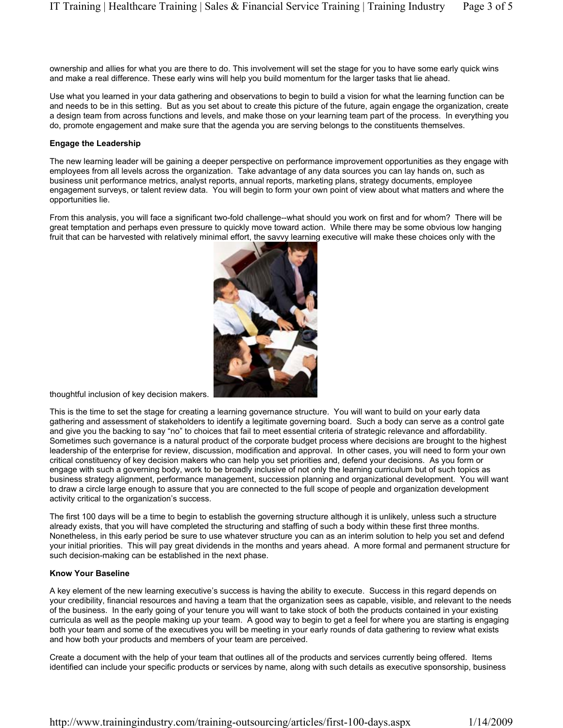ownership and allies for what you are there to do. This involvement will set the stage for you to have some early quick wins and make a real difference. These early wins will help you build momentum for the larger tasks that lie ahead.

Use what you learned in your data gathering and observations to begin to build a vision for what the learning function can be and needs to be in this setting. But as you set about to create this picture of the future, again engage the organization, create a design team from across functions and levels, and make those on your learning team part of the process. In everything you do, promote engagement and make sure that the agenda you are serving belongs to the constituents themselves.

**Engage the Leadership**

The new learning leader will be gaining a deeper perspective on performance improvement opportunities as they engage with employees from all levels across the organization. Take advantage of any data sources you can lay hands on, such as business unit performance metrics, analyst reports, annual reports, marketing plans, strategy documents, employee engagement surveys, or talent review data. You will begin to form your own point of view about what matters and where the opportunities lie.

From this analysis, you will face a significant two-fold challenge--what should you work on first and for whom? There will be great temptation and perhaps even pressure to quickly move toward action. While there may be some obvious low hanging fruit that can be harvested with relatively minimal effort, the savvy learning executive will make these choices only with the thoughtful inclusion of key decision makers.

This is the time to set the stage for creating a learning governance structure. You will want to build on your early data gathering and assessment of stakeholders to identify a legitimate governing board. Such a body can serve as a control gate and give you the backing to say "no" to choices that fail to meet essential criteria of strategic relevance and affordability. Sometimes such governance is a natural product of the corporate budget process where decisions are brought to the highest leadership of the enterprise for review, discussion, modification and approval. In other cases, you will need to form your own critical constituency of key decision makers who can help you set priorities and, defend your decisions. As you form or engage with such a governing body, work to be broadly inclusive of not only the learning curriculum but of such topics as business strategy alignment, performance management, succession planning and organizational development. You will want to draw a circle large enough to assure that you are connected to the full scope of people and organization development activity critical to the organization's success.

The first 100 days will be a time to begin to establish the governing structure although it is unlikely, unless such a structure already exists, that you will have completed the structuring and staffing of such a body within these first three months. Nonetheless, in this early period be sure to use whatever structure you can as an interim solution to help you set and defend your initial priorities. This will pay great dividends in the months and years ahead. A more formal and permanent structure for such decision-making can be established in the next phase.

**Know Your Baseline**

A key element of the new learning executive's success is having the ability to execute. Success in this regard depends on your credibility, financial resources and having a team that the organization sees as capable, visible, and relevant to the needs of the business. In the early going of your tenure you will want to take stock of both the products contained in your existing curricula as well as the people making up your team. A good way to begin to get a feel for where you are starting is engaging both your team and some of the executives you will be meeting in your early rounds of data gathering to review what exists and how both your products and members of your team are perceived.

Create a document with the help of your team that outlines all of the products and services currently being offered. Items identified can include your specific products or services by name, along with such details as executive sponsorship, business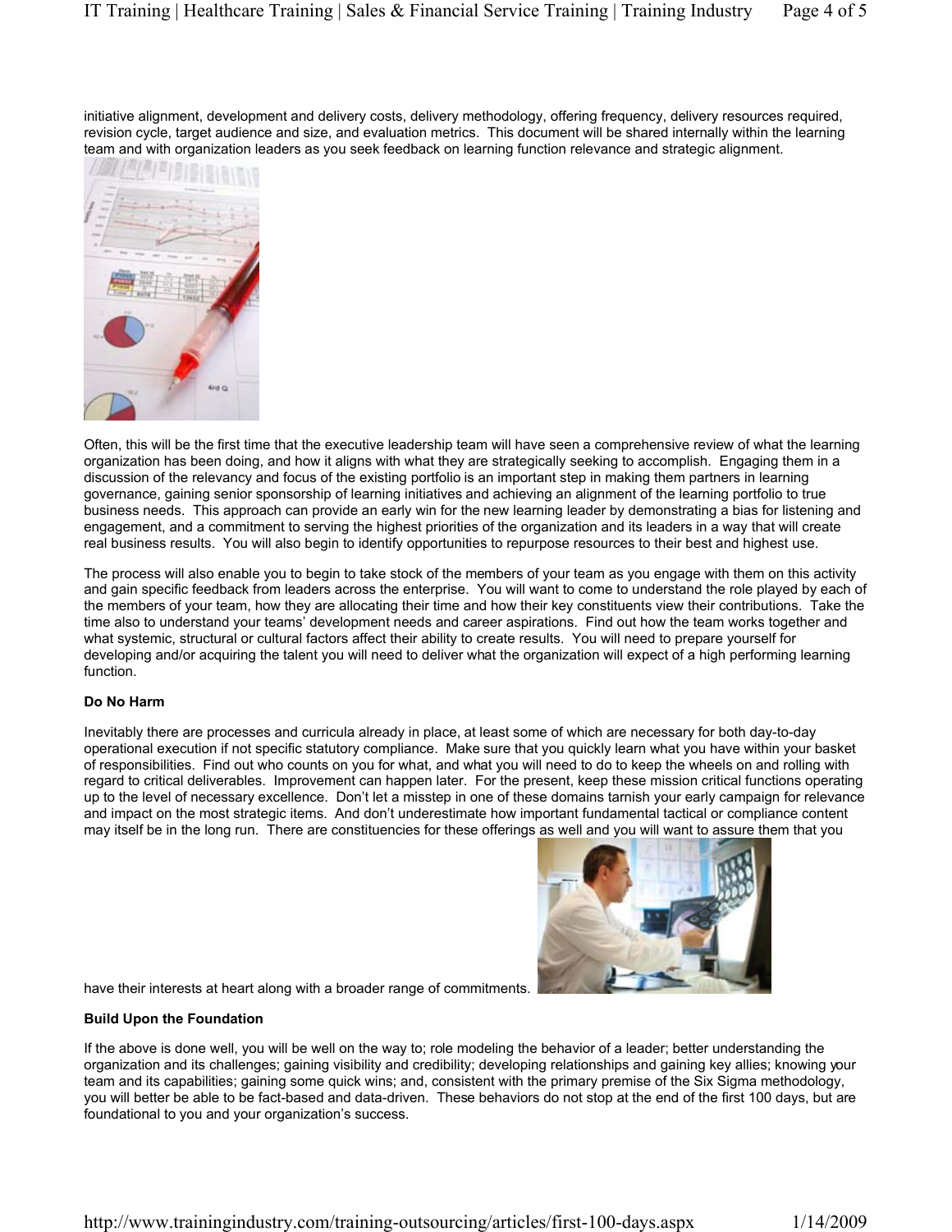initiative alignment, development and delivery costs, delivery methodology, offering frequency, delivery resources required, revision cycle, target audience and size, and evaluation metrics. This document will be shared internally within the learning team and with organization leaders as you seek feedback on learning function relevance and strategic alignment.

Often, this will be the first time that the executive leadership team will have seen a comprehensive review of what the learning organization has been doing, and how it aligns with what they are strategically seeking to accomplish. Engaging them in a discussion of the relevancy and focus of the existing portfolio is an important step in making them partners in learning governance, gaining senior sponsorship of learning initiatives and achieving an alignment of the learning portfolio to true business needs. This approach can provide an early win for the new learning leader by demonstrating a bias for listening and engagement, and a commitment to serving the highest priorities of the organization and its leaders in a way that will create real business results. You will also begin to identify opportunities to repurpose resources to their best and highest use.

The process will also enable you to begin to take stock of the members of your team as you engage with them on this activity and gain specific feedback from leaders across the enterprise. You will want to come to understand the role played by each of the members of your team, how they are allocating their time and how their key constituents view their contributions. Take the time also to understand your teams' development needs and career aspirations. Find out how the team works together and what systemic, structural or cultural factors affect their ability to create results. You will need to prepare yourself for developing and/or acquiring the talent you will need to deliver what the organization will expect of a high performing learning function.

**Do No Harm**

Inevitably there are processes and curricula already in place, at least some of which are necessary for both day-to-day operational execution if not specific statutory compliance. Make sure that you quickly learn what you have within your basket of responsibilities. Find out who counts on you for what, and what you will need to do to keep the wheels on and rolling with regard to critical deliverables. Improvement can happen later. For the present, keep these mission critical functions operating up to the level of necessary excellence. Don't let a misstep in one of these domains tarnish your early campaign for relevance and impact on the most strategic items. And don't underestimate how important fundamental tactical or compliance content may itself be in the long run. There are constituencies for these offerings as well and you will want to assure them that you have their interests at heart along with a broader range of commitments.

**Build Upon the Foundation**

If the above is done well, you will be well on the way to; role modeling the behavior of a leader; better understanding the organization and its challenges; gaining visibility and credibility; developing relationships and gaining key allies; knowing your team and its capabilities; gaining some quick wins; and, consistent with the primary premise of the Six Sigma methodology, you will better be able to be fact-based and data-driven. These behaviors do not stop at the end of the first 100 days, but are foundational to you and your organization's success.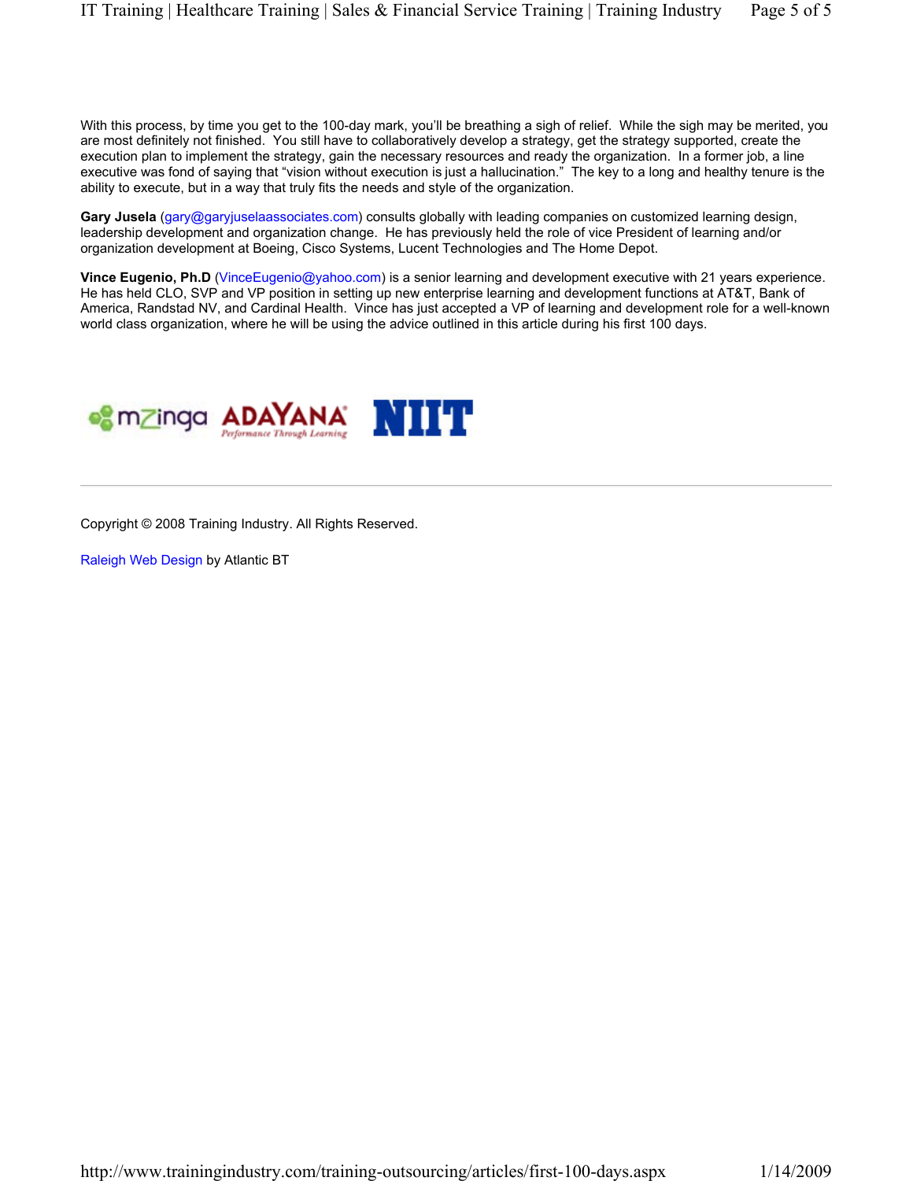With this process, by time you get to the 100-day mark, you'll be breathing a sigh of relief. While the sigh may be merited, you are most definitely not finished. You still have to collaboratively develop a strategy, get the strategy supported, create the execution plan to implement the strategy, gain the necessary resources and ready the organization. In a former job, a line executive was fond of saying that "vision without execution is just a hallucination." The key to a long and healthy tenure is the ability to execute, but in a way that truly fits the needs and style of the organization.

**Gary Jusela** (gary@garyjuselaassociates.com) consults globally with leading companies on customized learning design, leadership development and organization change. He has previously held the role of vice President of learning and/or organization development at Boeing, Cisco Systems, Lucent Technologies and The Home Depot.

**Vince Eugenio, Ph.D** (VinceEugenio@yahoo.com) is a senior learning and development executive with 21 years experience. He has held CLO, SVP and VP position in setting up new enterprise learning and development functions at AT&T, Bank of America, Randstad NV, and Cardinal Health. Vince has just accepted a VP of learning and development role for a well-known world class organization, where he will be using the advice outlined in this article during his first 100 days.

mzinga ADAYANA Performance Through Learning NIIT

---

Copyright © 2008 Training Industry. All Rights Reserved.

Raleigh Web Design by Atlantic BT